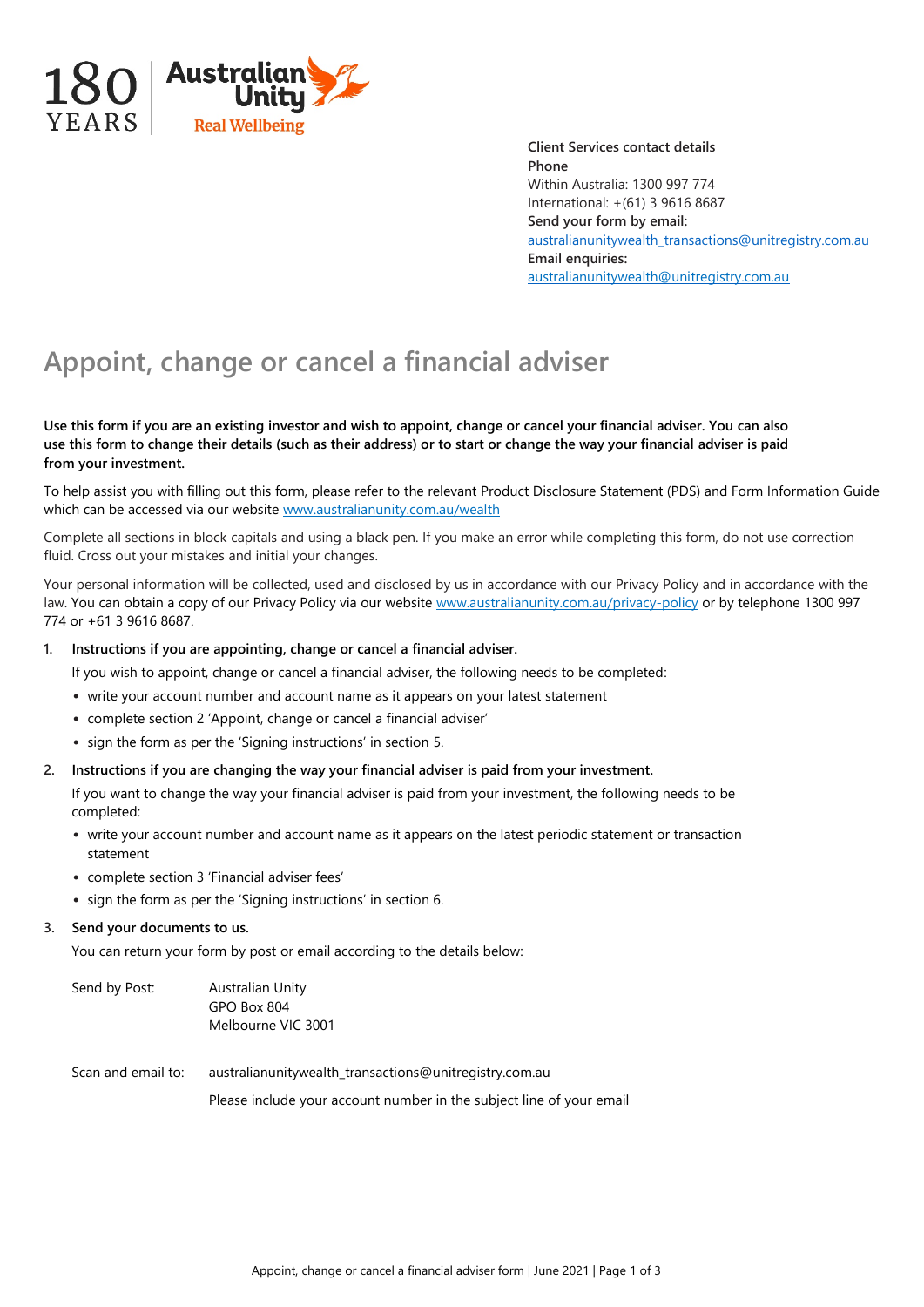180 YEARS | Australian Unity Real Wellbeing

**Client Services contact details**
**Phone**
Within Australia: 1300 997 774
International: +(61) 3 9616 8687
**Send your form by email:**
australianunitywealth_transactions@unitregistry.com.au
**Email enquiries:**
australianunitywealth@unitregistry.com.au

# Appoint, change or cancel a financial adviser

**Use this form if you are an existing investor and wish to appoint, change or cancel your financial adviser. You can also use this form to change their details (such as their address) or to start or change the way your financial adviser is paid from your investment.**

To help assist you with filling out this form, please refer to the relevant Product Disclosure Statement (PDS) and Form Information Guide which can be accessed via our website www.australianunity.com.au/wealth

Complete all sections in block capitals and using a black pen. If you make an error while completing this form, do not use correction fluid. Cross out your mistakes and initial your changes.

Your personal information will be collected, used and disclosed by us in accordance with our Privacy Policy and in accordance with the law. You can obtain a copy of our Privacy Policy via our website www.australianunity.com.au/privacy-policy or by telephone 1300 997 774 or +61 3 9616 8687.

1. **Instructions if you are appointing, change or cancel a financial adviser.**

   If you wish to appoint, change or cancel a financial adviser, the following needs to be completed:

   - write your account number and account name as it appears on your latest statement
   - complete section 2 'Appoint, change or cancel a financial adviser'
   - sign the form as per the 'Signing instructions' in section 5.

2. **Instructions if you are changing the way your financial adviser is paid from your investment.**

   If you want to change the way your financial adviser is paid from your investment, the following needs to be completed:

   - write your account number and account name as it appears on the latest periodic statement or transaction statement
   - complete section 3 'Financial adviser fees'
   - sign the form as per the 'Signing instructions' in section 6.

3. **Send your documents to us.**

   You can return your form by post or email according to the details below:

   Send by Post: Australian Unity
   GPO Box 804
   Melbourne VIC 3001

   Scan and email to: australianunitywealth_transactions@unitregistry.com.au

   Please include your account number in the subject line of your email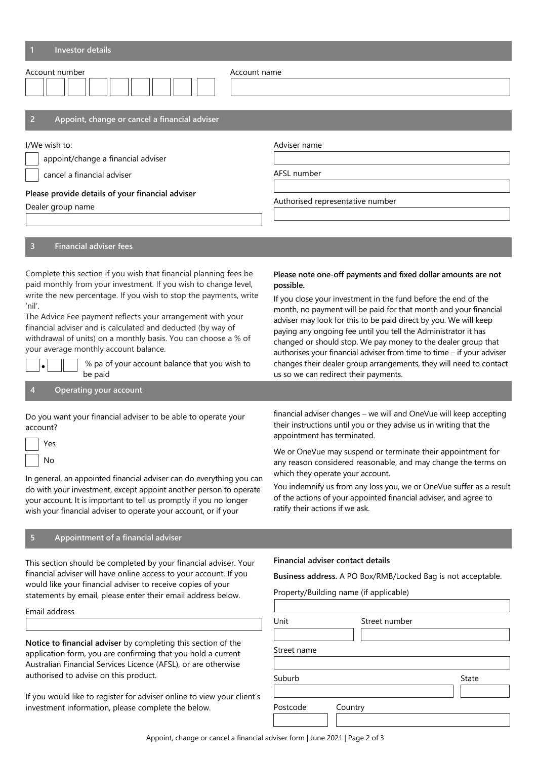## 1 Investor details

Account number

Account name

## 2 Appoint, change or cancel a financial adviser

I/We wish to:

- ☐ appoint/change a financial adviser
- ☐ cancel a financial adviser

**Please provide details of your financial adviser**

Dealer group name

Adviser name

AFSL number

Authorised representative number

## 3 Financial adviser fees

Complete this section if you wish that financial planning fees be paid monthly from your investment. If you wish to change level, write the new percentage. If you wish to stop the payments, write 'nil'.

The Advice Fee payment reflects your arrangement with your financial adviser and is calculated and deducted (by way of withdrawal of units) on a monthly basis. You can choose a % of your average monthly account balance.

☐ • ☐☐ % pa of your account balance that you wish to be paid

**Please note one-off payments and fixed dollar amounts are not possible.**

If you close your investment in the fund before the end of the month, no payment will be paid for that month and your financial adviser may look for this to be paid direct by you. We will keep paying any ongoing fee until you tell the Administrator it has changed or should stop. We pay money to the dealer group that authorises your financial adviser from time to time – if your adviser changes their dealer group arrangements, they will need to contact us so we can redirect their payments.

## 4 Operating your account

Do you want your financial adviser to be able to operate your account?

- ☐ Yes
- ☐ No

In general, an appointed financial adviser can do everything you can do with your investment, except appoint another person to operate your account. It is important to tell us promptly if you no longer wish your financial adviser to operate your account, or if your financial adviser changes – we will and OneVue will keep accepting their instructions until you or they advise us in writing that the appointment has terminated.

We or OneVue may suspend or terminate their appointment for any reason considered reasonable, and may change the terms on which they operate your account.

You indemnify us from any loss you, we or OneVue suffer as a result of the actions of your appointed financial adviser, and agree to ratify their actions if we ask.

## 5 Appointment of a financial adviser

This section should be completed by your financial adviser. Your financial adviser will have online access to your account. If you would like your financial adviser to receive copies of your statements by email, please enter their email address below.

Email address

**Notice to financial adviser** by completing this section of the application form, you are confirming that you hold a current Australian Financial Services Licence (AFSL), or are otherwise authorised to advise on this product.

If you would like to register for adviser online to view your client's investment information, please complete the below.

**Financial adviser contact details**

**Business address.** A PO Box/RMB/Locked Bag is not acceptable.

Property/Building name (if applicable)

Unit

Street number

Street name

Suburb

State

Postcode

Country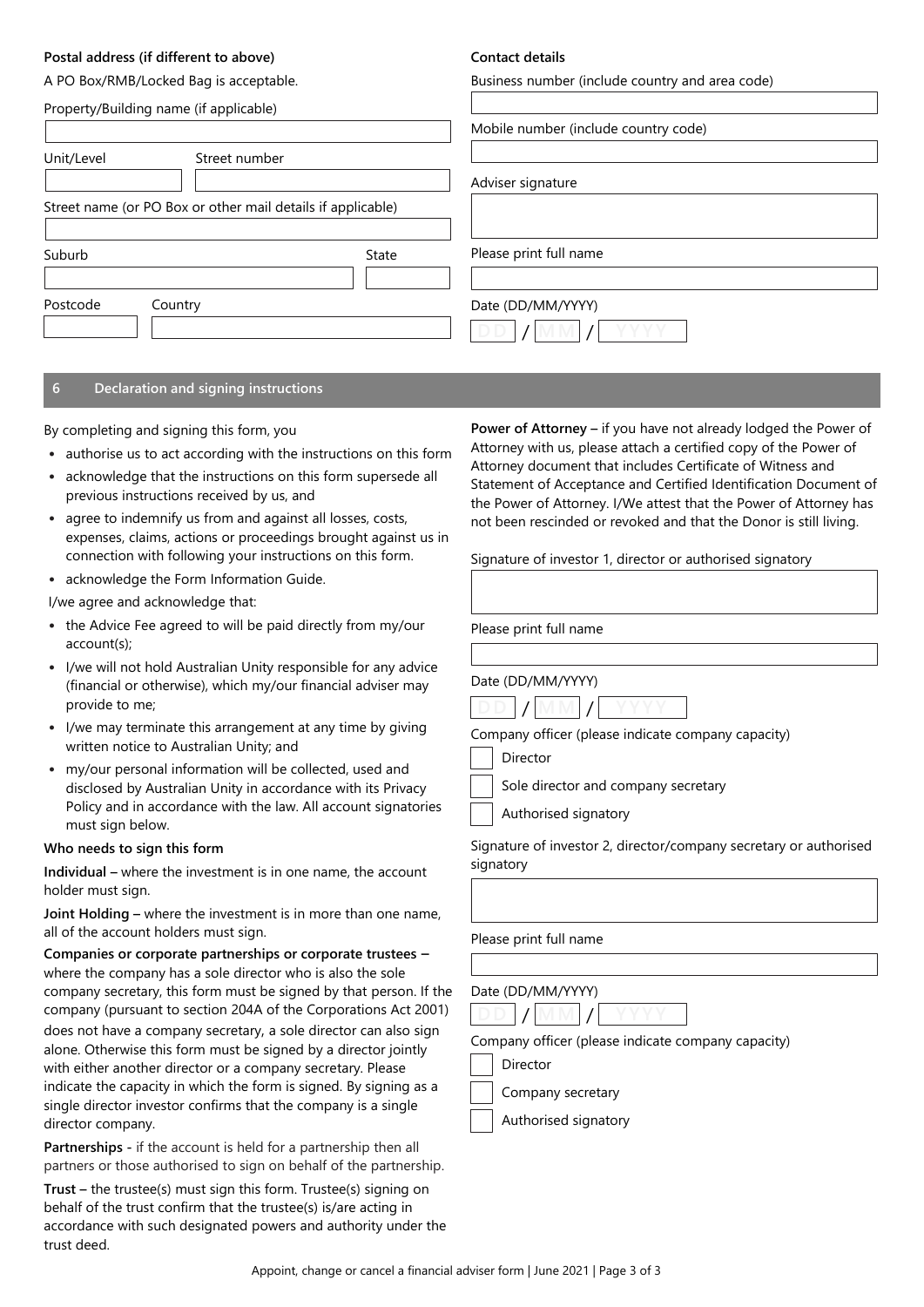**Postal address (if different to above)**

A PO Box/RMB/Locked Bag is acceptable.

Property/Building name (if applicable)

Unit/Level

Street number

Street name (or PO Box or other mail details if applicable)

Suburb

State

Postcode

Country

**Contact details**

Business number (include country and area code)

Mobile number (include country code)

Adviser signature

Please print full name

Date (DD/MM/YYYY)

DD / MM / YYYY

## 6 Declaration and signing instructions

By completing and signing this form, you

- authorise us to act according with the instructions on this form
- acknowledge that the instructions on this form supersede all previous instructions received by us, and
- agree to indemnify us from and against all losses, costs, expenses, claims, actions or proceedings brought against us in connection with following your instructions on this form.
- acknowledge the Form Information Guide.

I/we agree and acknowledge that:

- the Advice Fee agreed to will be paid directly from my/our account(s);
- I/we will not hold Australian Unity responsible for any advice (financial or otherwise), which my/our financial adviser may provide to me;
- I/we may terminate this arrangement at any time by giving written notice to Australian Unity; and
- my/our personal information will be collected, used and disclosed by Australian Unity in accordance with its Privacy Policy and in accordance with the law. All account signatories must sign below.

**Who needs to sign this form**

**Individual –** where the investment is in one name, the account holder must sign.

**Joint Holding –** where the investment is in more than one name, all of the account holders must sign.

**Companies or corporate partnerships or corporate trustees –** where the company has a sole director who is also the sole company secretary, this form must be signed by that person. If the company (pursuant to section 204A of the Corporations Act 2001) does not have a company secretary, a sole director can also sign alone. Otherwise this form must be signed by a director jointly with either another director or a company secretary. Please indicate the capacity in which the form is signed. By signing as a single director investor confirms that the company is a single director company.

**Partnerships** - if the account is held for a partnership then all partners or those authorised to sign on behalf of the partnership.

**Trust –** the trustee(s) must sign this form. Trustee(s) signing on behalf of the trust confirm that the trustee(s) is/are acting in accordance with such designated powers and authority under the trust deed.

**Power of Attorney –** if you have not already lodged the Power of Attorney with us, please attach a certified copy of the Power of Attorney document that includes Certificate of Witness and Statement of Acceptance and Certified Identification Document of the Power of Attorney. I/We attest that the Power of Attorney has not been rescinded or revoked and that the Donor is still living.

Signature of investor 1, director or authorised signatory

Please print full name

Date (DD/MM/YYYY)

DD / MM / YYYY

Company officer (please indicate company capacity)

- [ ] Director
- [ ] Sole director and company secretary
- [ ] Authorised signatory

Signature of investor 2, director/company secretary or authorised signatory

Please print full name

Date (DD/MM/YYYY)

DD / MM / YYYY

Company officer (please indicate company capacity)

- [ ] Director
- [ ] Company secretary
- [ ] Authorised signatory